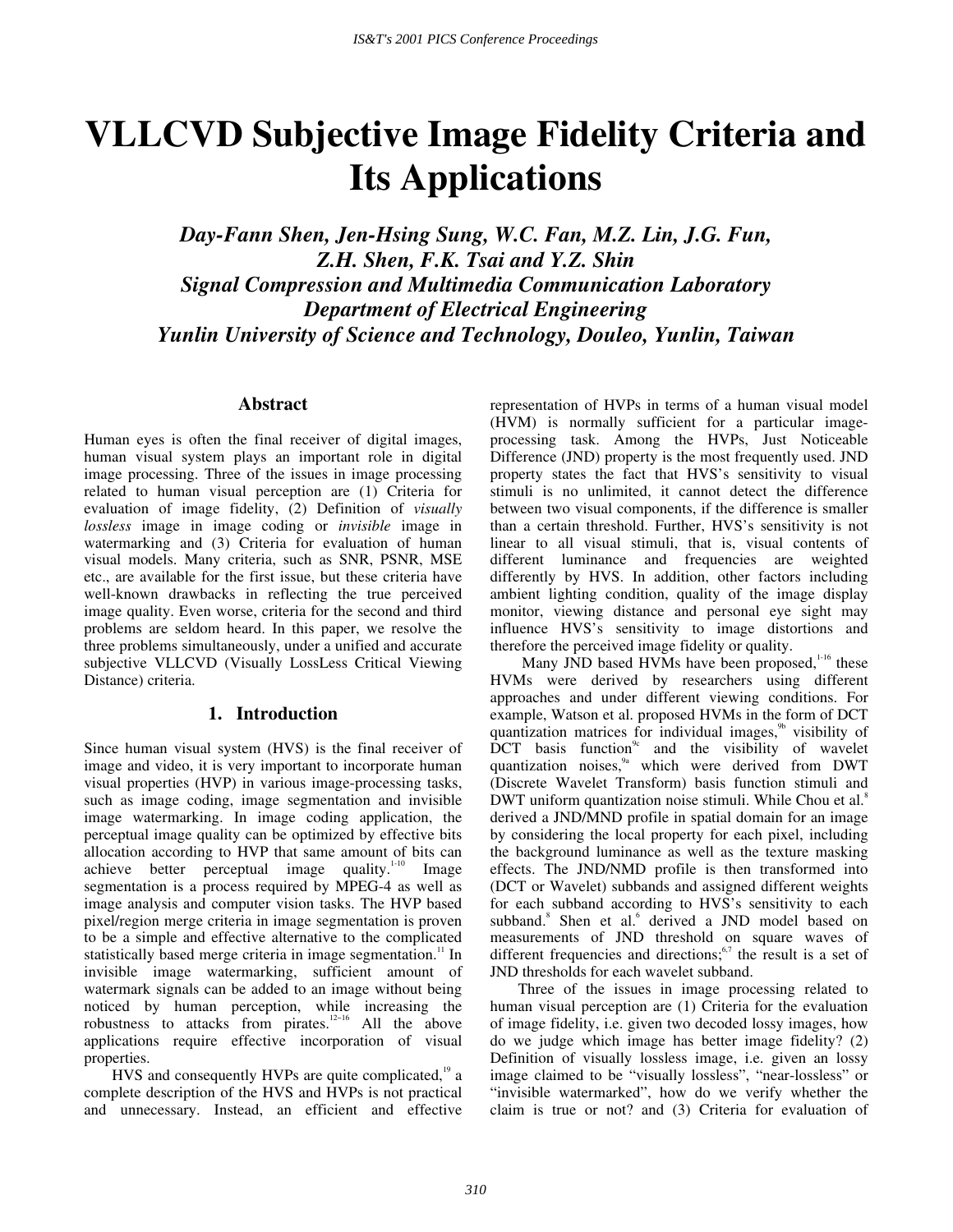# VLLCVD Subjective Image Fidelity Criteria and Its Applications

***Day-Fann Shen, Jen-Hsing Sung, W.C. Fan, M.Z. Lin, J.G. Fun, Z.H. Shen, F.K. Tsai and Y.Z. Shin***
***Signal Compression and Multimedia Communication Laboratory***
***Department of Electrical Engineering***
***Yunlin University of Science and Technology, Douleo, Yunlin, Taiwan***

## Abstract

Human eyes is often the final receiver of digital images, human visual system plays an important role in digital image processing. Three of the issues in image processing related to human visual perception are (1) Criteria for evaluation of image fidelity, (2) Definition of *visually lossless* image in image coding or *invisible* image in watermarking and (3) Criteria for evaluation of human visual models. Many criteria, such as SNR, PSNR, MSE etc., are available for the first issue, but these criteria have well-known drawbacks in reflecting the true perceived image quality. Even worse, criteria for the second and third problems are seldom heard. In this paper, we resolve the three problems simultaneously, under a unified and accurate subjective VLLCVD (Visually LossLess Critical Viewing Distance) criteria.

## 1. Introduction

Since human visual system (HVS) is the final receiver of image and video, it is very important to incorporate human visual properties (HVP) in various image-processing tasks, such as image coding, image segmentation and invisible image watermarking. In image coding application, the perceptual image quality can be optimized by effective bits allocation according to HVP that same amount of bits can achieve better perceptual image quality.[1-10] Image segmentation is a process required by MPEG-4 as well as image analysis and computer vision tasks. The HVP based pixel/region merge criteria in image segmentation is proven to be a simple and effective alternative to the complicated statistically based merge criteria in image segmentation.[11] In invisible image watermarking, sufficient amount of watermark signals can be added to an image without being noticed by human perception, while increasing the robustness to attacks from pirates.[12-16] All the above applications require effective incorporation of visual properties.

HVS and consequently HVPs are quite complicated,[19] a complete description of the HVS and HVPs is not practical and unnecessary. Instead, an efficient and effective representation of HVPs in terms of a human visual model (HVM) is normally sufficient for a particular image-processing task. Among the HVPs, Just Noticeable Difference (JND) property is the most frequently used. JND property states the fact that HVS's sensitivity to visual stimuli is no unlimited, it cannot detect the difference between two visual components, if the difference is smaller than a certain threshold. Further, HVS's sensitivity is not linear to all visual stimuli, that is, visual contents of different luminance and frequencies are weighted differently by HVS. In addition, other factors including ambient lighting condition, quality of the image display monitor, viewing distance and personal eye sight may influence HVS's sensitivity to image distortions and therefore the perceived image fidelity or quality.

Many JND based HVMs have been proposed,[1-16] these HVMs were derived by researchers using different approaches and under different viewing conditions. For example, Watson et al. proposed HVMs in the form of DCT quantization matrices for individual images,[9b] visibility of DCT basis function[9c] and the visibility of wavelet quantization noises,[9a] which were derived from DWT (Discrete Wavelet Transform) basis function stimuli and DWT uniform quantization noise stimuli. While Chou et al.[8] derived a JND/MND profile in spatial domain for an image by considering the local property for each pixel, including the background luminance as well as the texture masking effects. The JND/NMD profile is then transformed into (DCT or Wavelet) subbands and assigned different weights for each subband according to HVS's sensitivity to each subband.[8] Shen et al.[6] derived a JND model based on measurements of JND threshold on square waves of different frequencies and directions;[6,7] the result is a set of JND thresholds for each wavelet subband.

Three of the issues in image processing related to human visual perception are (1) Criteria for the evaluation of image fidelity, i.e. given two decoded lossy images, how do we judge which image has better image fidelity? (2) Definition of visually lossless image, i.e. given an lossy image claimed to be "visually lossless", "near-lossless" or "invisible watermarked", how do we verify whether the claim is true or not? and (3) Criteria for evaluation of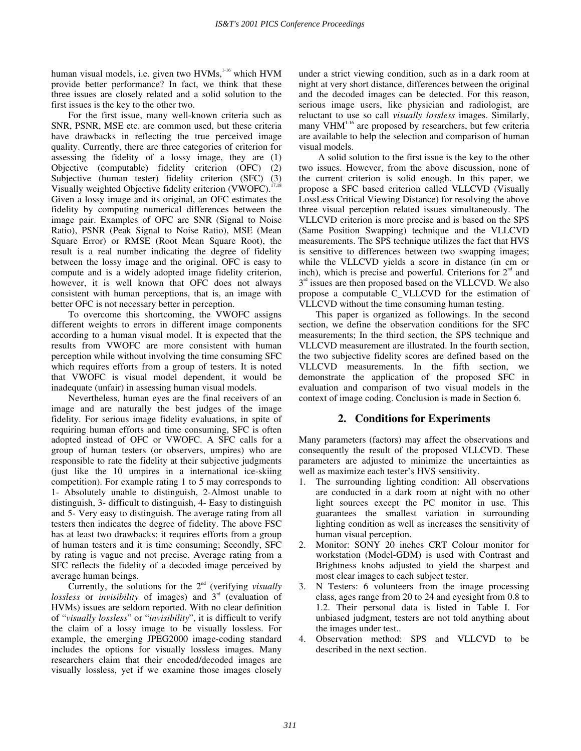human visual models, i.e. given two HVMs,[1-16] which HVM provide better performance? In fact, we think that these three issues are closely related and a solid solution to the first issues is the key to the other two.

For the first issue, many well-known criteria such as SNR, PSNR, MSE etc. are common used, but these criteria have drawbacks in reflecting the true perceived image quality. Currently, there are three categories of criterion for assessing the fidelity of a lossy image, they are (1) Objective (computable) fidelity criterion (OFC) (2) Subjective (human tester) fidelity criterion (SFC) (3) Visually weighted Objective fidelity criterion (VWOFC).[17,18] Given a lossy image and its original, an OFC estimates the fidelity by computing numerical differences between the image pair. Examples of OFC are SNR (Signal to Noise Ratio), PSNR (Peak Signal to Noise Ratio), MSE (Mean Square Error) or RMSE (Root Mean Square Root), the result is a real number indicating the degree of fidelity between the lossy image and the original. OFC is easy to compute and is a widely adopted image fidelity criterion, however, it is well known that OFC does not always consistent with human perceptions, that is, an image with better OFC is not necessary better in perception.

To overcome this shortcoming, the VWOFC assigns different weights to errors in different image components according to a human visual model. It is expected that the results from VWOFC are more consistent with human perception while without involving the time consuming SFC which requires efforts from a group of testers. It is noted that VWOFC is visual model dependent, it would be inadequate (unfair) in assessing human visual models.

Nevertheless, human eyes are the final receivers of an image and are naturally the best judges of the image fidelity. For serious image fidelity evaluations, in spite of requiring human efforts and time consuming, SFC is often adopted instead of OFC or VWOFC. A SFC calls for a group of human testers (or observers, umpires) who are responsible to rate the fidelity at their subjective judgments (just like the 10 umpires in a international ice-skiing competition). For example rating 1 to 5 may corresponds to 1- Absolutely unable to distinguish, 2-Almost unable to distinguish, 3- difficult to distinguish, 4- Easy to distinguish and 5- Very easy to distinguish. The average rating from all testers then indicates the degree of fidelity. The above FSC has at least two drawbacks: it requires efforts from a group of human testers and it is time consuming; Secondly, SFC by rating is vague and not precise. Average rating from a SFC reflects the fidelity of a decoded image perceived by average human beings.

Currently, the solutions for the 2nd (verifying *visually lossless* or *invisibility* of images) and 3rd (evaluation of HVMs) issues are seldom reported. With no clear definition of "*visually lossless*" or "*invisibility*", it is difficult to verify the claim of a lossy image to be visually lossless. For example, the emerging JPEG2000 image-coding standard includes the options for visually lossless images. Many researchers claim that their encoded/decoded images are visually lossless, yet if we examine those images closely under a strict viewing condition, such as in a dark room at night at very short distance, differences between the original and the decoded images can be detected. For this reason, serious image users, like physician and radiologist, are reluctant to use so call *visually lossless* images. Similarly, many VHM[1-16] are proposed by researchers, but few criteria are available to help the selection and comparison of human visual models.

A solid solution to the first issue is the key to the other two issues. However, from the above discussion, none of the current criterion is solid enough. In this paper, we propose a SFC based criterion called VLLCVD (Visually LossLess Critical Viewing Distance) for resolving the above three visual perception related issues simultaneously. The VLLCVD criterion is more precise and is based on the SPS (Same Position Swapping) technique and the VLLCVD measurements. The SPS technique utilizes the fact that HVS is sensitive to differences between two swapping images; while the VLLCVD yields a score in distance (in cm or inch), which is precise and powerful. Criterions for 2nd and 3rd issues are then proposed based on the VLLCVD. We also propose a computable C_VLLCVD for the estimation of VLLCVD without the time consuming human testing.

This paper is organized as followings. In the second section, we define the observation conditions for the SFC measurements; In the third section, the SPS technique and VLLCVD measurement are illustrated. In the fourth section, the two subjective fidelity scores are defined based on the VLLCVD measurements. In the fifth section, we demonstrate the application of the proposed SFC in evaluation and comparison of two visual models in the context of image coding. Conclusion is made in Section 6.

## 2. Conditions for Experiments

Many parameters (factors) may affect the observations and consequently the result of the proposed VLLCVD. These parameters are adjusted to minimize the uncertainties as well as maximize each tester's HVS sensitivity.

1. The surrounding lighting condition: All observations are conducted in a dark room at night with no other light sources except the PC monitor in use. This guarantees the smallest variation in surrounding lighting condition as well as increases the sensitivity of human visual perception.
2. Monitor: SONY 20 inches CRT Colour monitor for workstation (Model-GDM) is used with Contrast and Brightness knobs adjusted to yield the sharpest and most clear images to each subject tester.
3. N Testers: 6 volunteers from the image processing class, ages range from 20 to 24 and eyesight from 0.8 to 1.2. Their personal data is listed in Table I. For unbiased judgment, testers are not told anything about the images under test..
4. Observation method: SPS and VLLCVD to be described in the next section.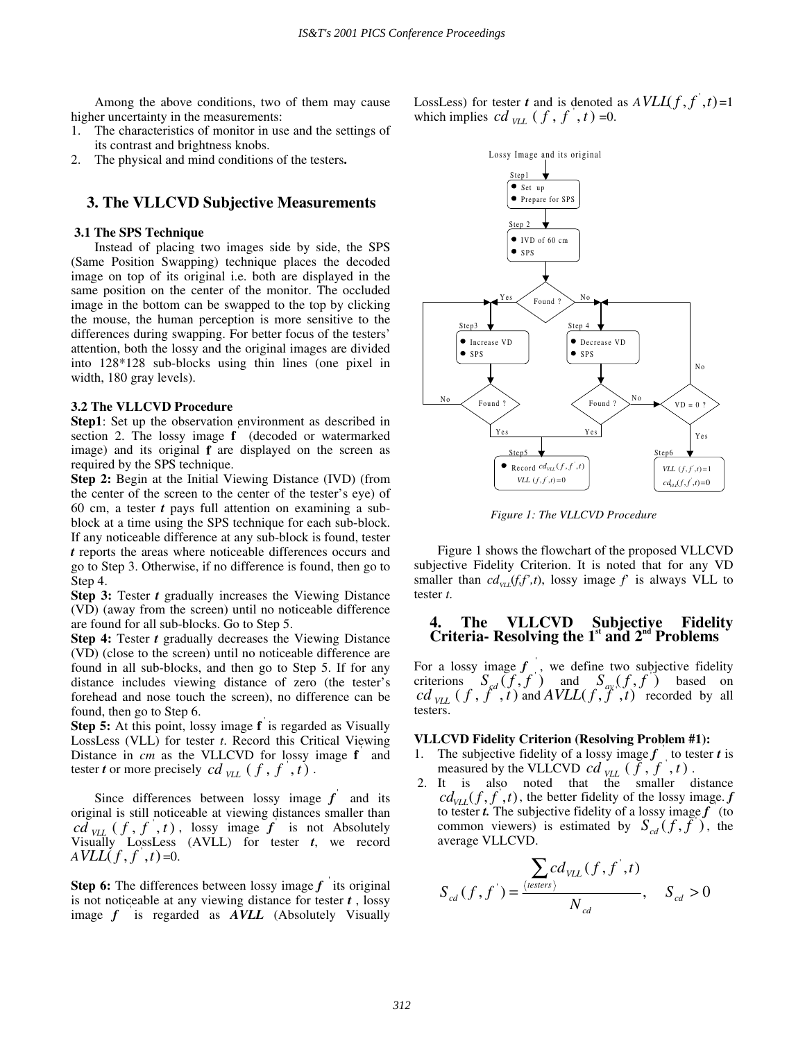Among the above conditions, two of them may cause higher uncertainty in the measurements:

1. The characteristics of monitor in use and the settings of its contrast and brightness knobs.
2. The physical and mind conditions of the testers**.**

## 3. The VLLCVD Subjective Measurements

### 3.1 The SPS Technique

Instead of placing two images side by side, the SPS (Same Position Swapping) technique places the decoded image on top of its original i.e. both are displayed in the same position on the center of the monitor. The occluded image in the bottom can be swapped to the top by clicking the mouse, the human perception is more sensitive to the differences during swapping. For better focus of the testers' attention, both the lossy and the original images are divided into 128*128 sub-blocks using thin lines (one pixel in width, 180 gray levels).

### 3.2 The VLLCVD Procedure

**Step1**: Set up the observation environment as described in section 2. The lossy image **f'** (decoded or watermarked image) and its original **f** are displayed on the screen as required by the SPS technique.

**Step 2:** Begin at the Initial Viewing Distance (IVD) (from the center of the screen to the center of the tester's eye) of 60 cm, a tester ***t*** pays full attention on examining a sub-block at a time using the SPS technique for each sub-block. If any noticeable difference at any sub-block is found, tester ***t*** reports the areas where noticeable differences occurs and go to Step 3. Otherwise, if no difference is found, then go to Step 4.

**Step 3:** Tester ***t*** gradually increases the Viewing Distance (VD) (away from the screen) until no noticeable difference are found for all sub-blocks. Go to Step 5.

**Step 4:** Tester ***t*** gradually decreases the Viewing Distance (VD) (close to the screen) until no noticeable difference are found in all sub-blocks, and then go to Step 5. If for any distance includes viewing distance of zero (the tester's forehead and nose touch the screen), no difference can be found, then go to Step 6.

**Step 5:** At this point, lossy image **f'** is regarded as Visually LossLess (VLL) for tester *t*. Record this Critical Viewing Distance in *cm* as the VLLCVD for lossy image **f'** and tester ***t*** or more precisely $cd_{VLL}(f, f', t)$.

Since differences between lossy image $f'$ and its original is still noticeable at viewing distances smaller than $cd_{VLL}(f, f', t)$, lossy image $f'$ is not Absolutely Visually LossLess (AVLL) for tester ***t***, we record $AVLL(f, f', t)$=0.

**Step 6:** The differences between lossy image $f'$ its original is not noticeable at any viewing distance for tester ***t***, lossy image $f'$ is regarded as ***AVLL*** (Absolutely Visually LossLess) for tester ***t*** and is denoted as $AVLL(f, f', t)$=1 which implies $cd_{VLL}(f, f', t)$=0.

*Figure 1: The VLLCVD Procedure*

Figure 1 shows the flowchart of the proposed VLLCVD subjective Fidelity Criterion. It is noted that for any VD smaller than $cd_{VLL}(f,f',t)$, lossy image $f'$ is always VLL to tester *t*.

## 4. The VLLCVD Subjective Fidelity Criteria- Resolving the 1[st] and 2[nd] Problems

For a lossy image $f'$, we define two subjective fidelity criterions $S_{cd}(f, f')$ and $S_{av}(f, f')$ based on $cd_{VLL}(f, f', t)$ and $AVLL(f, f', t)$ recorded by all testers.

**VLLCVD Fidelity Criterion (Resolving Problem #1):**

1. The subjective fidelity of a lossy image $f'$ to tester ***t*** is measured by the VLLCVD $cd_{VLL}(f, f', t)$.
2. It is also noted that the smaller distance $cd_{VLL}(f, f', t)$, the better fidelity of the lossy image. ***f*** to tester ***t***. The subjective fidelity of a lossy image $f'$ (to common viewers) is estimated by $S_{cd}(f, f')$, the average VLLCVD.

$$S_{cd}(f, f') = \frac{\sum_{\langle testers \rangle} cd_{VLL}(f, f', t)}{N_{cd}}, \quad S_{cd} > 0$$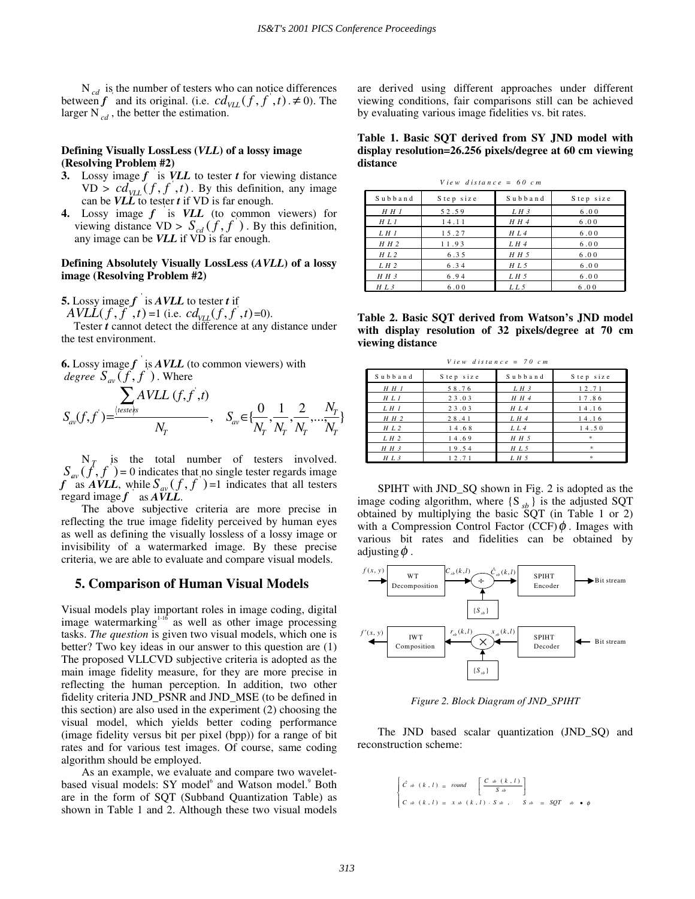$N_{cd}$ is the number of testers who can notice differences between $f'$ and its original. (i.e. $cd_{VLL}(f, f', t) \neq 0$). The larger $N_{cd}$, the better the estimation.

**Defining Visually LossLess (*VLL*) of a lossy image (Resolving Problem #2)**

3. Lossy image $f'$ is ***VLL*** to tester ***t*** for viewing distance VD > $cd_{VLL}(f, f', t)$. By this definition, any image can be ***VLL*** to tester ***t*** if VD is far enough.
4. Lossy image $f'$ is ***VLL*** (to common viewers) for viewing distance VD > $S_{cd}(f, f')$. By this definition, any image can be ***VLL*** if VD is far enough.

**Defining Absolutely Visually LossLess (*AVLL*) of a lossy image (Resolving Problem #2)**

**5.** Lossy image $f'$ is ***AVLL*** to tester ***t*** if $AVLL(f, f', t) = 1$ (i.e. $cd_{VLL}(f, f', t) = 0$).

Tester ***t*** cannot detect the difference at any distance under the test environment.

**6.** Lossy image $f'$ is ***AVLL*** (to common viewers) with *degree* $S_{av}(f, f')$. Where

$$S_{av}(f,f') = \frac{\sum_{\{testers\}} AVLL(f,f',t)}{N_T}, \quad S_{av} \in \{\frac{0}{N_T}, \frac{1}{N_T}, \frac{2}{N_T}, ..., \frac{N_T}{N_T}\}$$

$N_T$ is the total number of testers involved. $S_{av}(f, f') = 0$ indicates that no single tester regards image $f'$ as ***AVLL***, while $S_{av}(f, f') = 1$ indicates that all testers regard image $f'$ as ***AVLL***.

The above subjective criteria are more precise in reflecting the true image fidelity perceived by human eyes as well as defining the visually lossless of a lossy image or invisibility of a watermarked image. By these precise criteria, we are able to evaluate and compare visual models.

## 5. Comparison of Human Visual Models

Visual models play important roles in image coding, digital image watermarking[1-16] as well as other image processing tasks. *The question* is given two visual models, which one is better? Two key ideas in our answer to this question are (1) The proposed VLLCVD subjective criteria is adopted as the main image fidelity measure, for they are more precise in reflecting the human perception. In addition, two other fidelity criteria JND_PSNR and JND_MSE (to be defined in this section) are also used in the experiment (2) choosing the visual model, which yields better coding performance (image fidelity versus bit per pixel (bpp)) for a range of bit rates and for various test images. Of course, same coding algorithm should be employed.

As an example, we evaluate and compare two wavelet-based visual models: SY model[6] and Watson model.[9] Both are in the form of SQT (Subband Quantization Table) as shown in Table 1 and 2. Although these two visual models are derived using different approaches under different viewing conditions, fair comparisons still can be achieved by evaluating various image fidelities vs. bit rates.

**Table 1. Basic SQT derived from SY JND model with display resolution=26.256 pixels/degree at 60 cm viewing distance**

*View distance = 60 cm*

| Subband | Step size | Subband | Step size |
|---|---|---|---|
| *HH1* | 52.59 | *LH3* | 6.00 |
| *HL1* | 14.11 | *HH4* | 6.00 |
| *LH1* | 15.27 | *HL4* | 6.00 |
| *HH2* | 11.93 | *LH4* | 6.00 |
| *HL2* | 6.35 | *HH5* | 6.00 |
| *LH2* | 6.34 | *HL5* | 6.00 |
| *HH3* | 6.94 | *LH5* | 6.00 |
| *HL3* | 6.00 | *LL5* | 6.00 |

**Table 2. Basic SQT derived from Watson's JND model with display resolution of 32 pixels/degree at 70 cm viewing distance**

*View distance = 70 cm*

| Subband | Step size | Subband | Step size |
|---|---|---|---|
| *HH1* | 58.76 | *LH3* | 12.71 |
| *HL1* | 23.03 | *HH4* | 17.86 |
| *LH1* | 23.03 | *HL4* | 14.16 |
| *HH2* | 28.41 | *LH4* | 14.16 |
| *HL2* | 14.68 | *LL4* | 14.50 |
| *LH2* | 14.69 | *HH5* | * |
| *HH3* | 19.54 | *HL5* | * |
| *HL3* | 12.71 | *LH5* | * |

SPIHT with JND_SQ shown in Fig. 2 is adopted as the image coding algorithm, where $\{S_{sb}\}$ is the adjusted SQT obtained by multiplying the basic SQT (in Table 1 or 2) with a Compression Control Factor (CCF) $\phi$. Images with various bit rates and fidelities can be obtained by adjusting $\phi$.

*Figure 2. Block Diagram of JND_SPIHT*

The JND based scalar quantization (JND_SQ) and reconstruction scheme:

$$\begin{cases} \hat{C}_{sb}(k,l) = round\left[\dfrac{C_{sb}(k,l)}{S_{sb}}\right] \\ C_{sb}(k,l) = x_{sb}(k,l) \cdot S_{sb}, \quad S_{sb} = SQT_{sb} \bullet \phi \end{cases}$$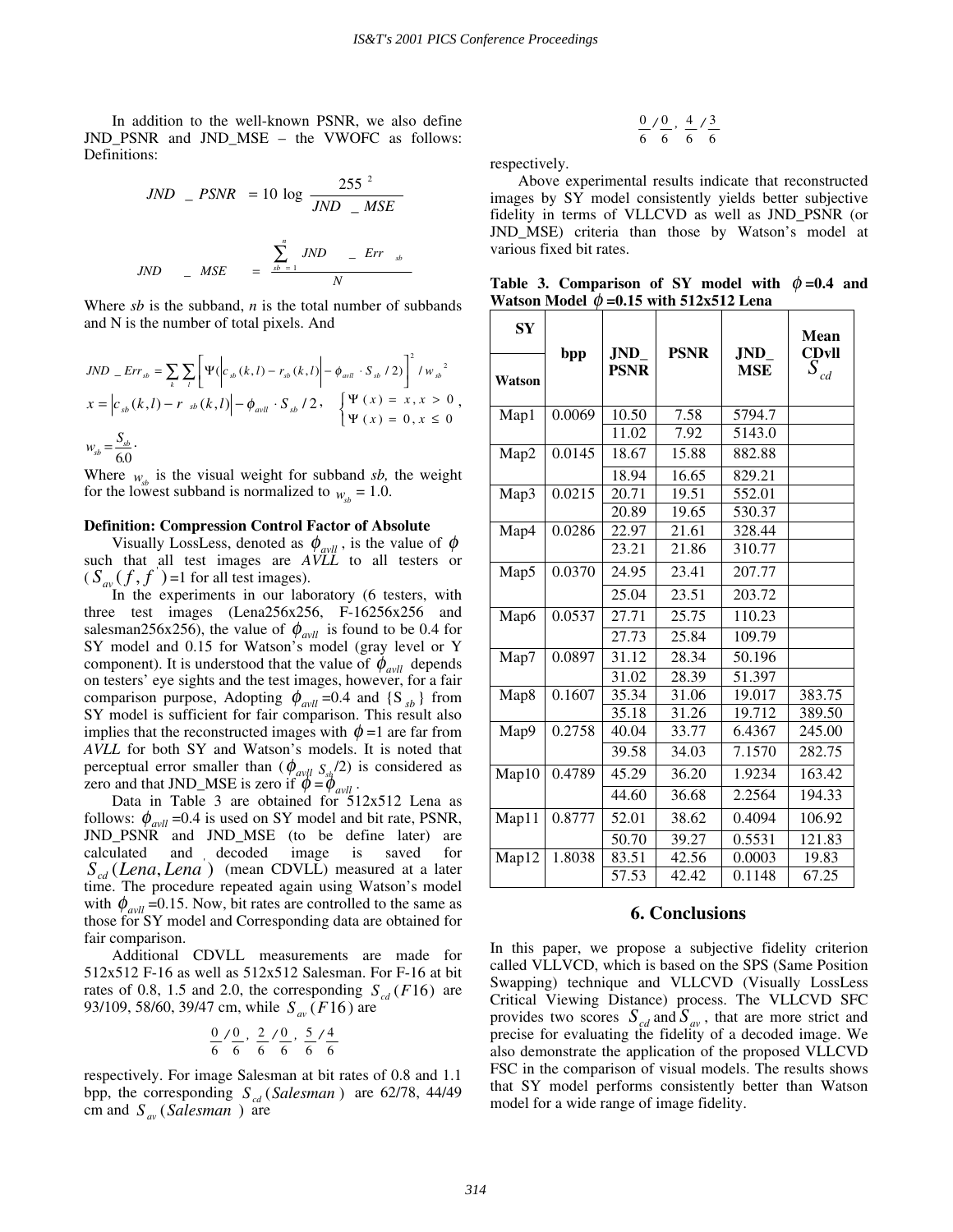In addition to the well-known PSNR, we also define JND_PSNR and JND_MSE – the VWOFC as follows: Definitions:

$$JND\_PSNR = 10 \log \frac{255^2}{JND\_MSE}$$

$$JND\_MSE = \frac{\sum_{sb=1}^{n} JND\_Err_{sb}}{N}$$

Where *sb* is the subband, *n* is the total number of subbands and N is the number of total pixels. And

$$JND\_Err_{sb} = \sum_k \sum_l \left[ \Psi(\left| c_{sb}(k,l) - r_{sb}(k,l) \right| - \phi_{avll} \cdot S_{sb}/2) \right]^2 / w_{sb}^{\ 2}$$

$$x = \left| c_{sb}(k,l) - r_{sb}(k,l) \right| - \phi_{avll} \cdot S_{sb}/2, \quad \begin{cases} \Psi(x) = x, x > 0 \\ \Psi(x) = 0, x \le 0 \end{cases},$$

$$w_{sb} = \frac{S_{sb}}{6.0}.$$

Where $w_{sb}$ is the visual weight for subband *sb,* the weight for the lowest subband is normalized to $w_{sb}$ = 1.0.

**Definition: Compression Control Factor of Absolute**

Visually LossLess, denoted as $\phi_{avll}$, is the value of $\phi$ such that all test images are *AVLL* to all testers or ($S_{av}(f, f')$=1 for all test images).

In the experiments in our laboratory (6 testers, with three test images (Lena256x256, F-16256x256 and salesman256x256), the value of $\phi_{avll}$ is found to be 0.4 for SY model and 0.15 for Watson's model (gray level or Y component). It is understood that the value of $\phi_{avll}$ depends on testers' eye sights and the test images, however, for a fair comparison purpose, Adopting $\phi_{avll}$=0.4 and {$S_{sb}$} from SY model is sufficient for fair comparison. This result also implies that the reconstructed images with $\phi$=1 are far from *AVLL* for both SY and Watson's models. It is noted that perceptual error smaller than ($\phi_{avll}\ S_{sb}/2$) is considered as zero and that JND_MSE is zero if $\phi = \phi_{avll}$.

Data in Table 3 are obtained for 512x512 Lena as follows: $\phi_{avll}$=0.4 is used on SY model and bit rate, PSNR, JND_PSNR and JND_MSE (to be define later) are calculated and decoded image is saved for $S_{cd}(Lena, Lena')$ (mean CDVLL) measured at a later time. The procedure repeated again using Watson's model with $\phi_{avll}$=0.15. Now, bit rates are controlled to the same as those for SY model and Corresponding data are obtained for fair comparison.

Additional CDVLL measurements are made for 512x512 F-16 as well as 512x512 Salesman. For F-16 at bit rates of 0.8, 1.5 and 2.0, the corresponding $S_{cd}(F16)$ are 93/109, 58/60, 39/47 cm, while $S_{av}(F16)$ are

$$\frac{0}{6}/\frac{0}{6},\ \frac{2}{6}/\frac{0}{6},\ \frac{5}{6}/\frac{4}{6}$$

respectively. For image Salesman at bit rates of 0.8 and 1.1 bpp, the corresponding $S_{cd}(Salesman)$ are 62/78, 44/49 cm and $S_{av}(Salesman)$ are

$$\frac{0}{6}/\frac{0}{6},\ \frac{4}{6}/\frac{3}{6}$$

respectively.

Above experimental results indicate that reconstructed images by SY model consistently yields better subjective fidelity in terms of VLLCVD as well as JND_PSNR (or JND_MSE) criteria than those by Watson's model at various fixed bit rates.

**Table 3. Comparison of SY model with $\phi$=0.4 and Watson Model $\phi$=0.15 with 512x512 Lena**

| SY / Watson | bpp | JND_PSNR | PSNR | JND_MSE | Mean CDvll $S_{cd}$ |
|---|---|---|---|---|---|
| Map1 | 0.0069 | 10.50 | 7.58 | 5794.7 | |
| | | 11.02 | 7.92 | 5143.0 | |
| Map2 | 0.0145 | 18.67 | 15.88 | 882.88 | |
| | | 18.94 | 16.65 | 829.21 | |
| Map3 | 0.0215 | 20.71 | 19.51 | 552.01 | |
| | | 20.89 | 19.65 | 530.37 | |
| Map4 | 0.0286 | 22.97 | 21.61 | 328.44 | |
| | | 23.21 | 21.86 | 310.77 | |
| Map5 | 0.0370 | 24.95 | 23.41 | 207.77 | |
| | | 25.04 | 23.51 | 203.72 | |
| Map6 | 0.0537 | 27.71 | 25.75 | 110.23 | |
| | | 27.73 | 25.84 | 109.79 | |
| Map7 | 0.0897 | 31.12 | 28.34 | 50.196 | |
| | | 31.02 | 28.39 | 51.397 | |
| Map8 | 0.1607 | 35.34 | 31.06 | 19.017 | 383.75 |
| | | 35.18 | 31.26 | 19.712 | 389.50 |
| Map9 | 0.2758 | 40.04 | 33.77 | 6.4367 | 245.00 |
| | | 39.58 | 34.03 | 7.1570 | 282.75 |
| Map10 | 0.4789 | 45.29 | 36.20 | 1.9234 | 163.42 |
| | | 44.60 | 36.68 | 2.2564 | 194.33 |
| Map11 | 0.8777 | 52.01 | 38.62 | 0.4094 | 106.92 |
| | | 50.70 | 39.27 | 0.5531 | 121.83 |
| Map12 | 1.8038 | 83.51 | 42.56 | 0.0003 | 19.83 |
| | | 57.53 | 42.42 | 0.1148 | 67.25 |

## 6. Conclusions

In this paper, we propose a subjective fidelity criterion called VLLVCD, which is based on the SPS (Same Position Swapping) technique and VLLCVD (Visually LossLess Critical Viewing Distance) process. The VLLCVD SFC provides two scores $S_{cd}$ and $S_{av}$, that are more strict and precise for evaluating the fidelity of a decoded image. We also demonstrate the application of the proposed VLLCVD FSC in the comparison of visual models. The results shows that SY model performs consistently better than Watson model for a wide range of image fidelity.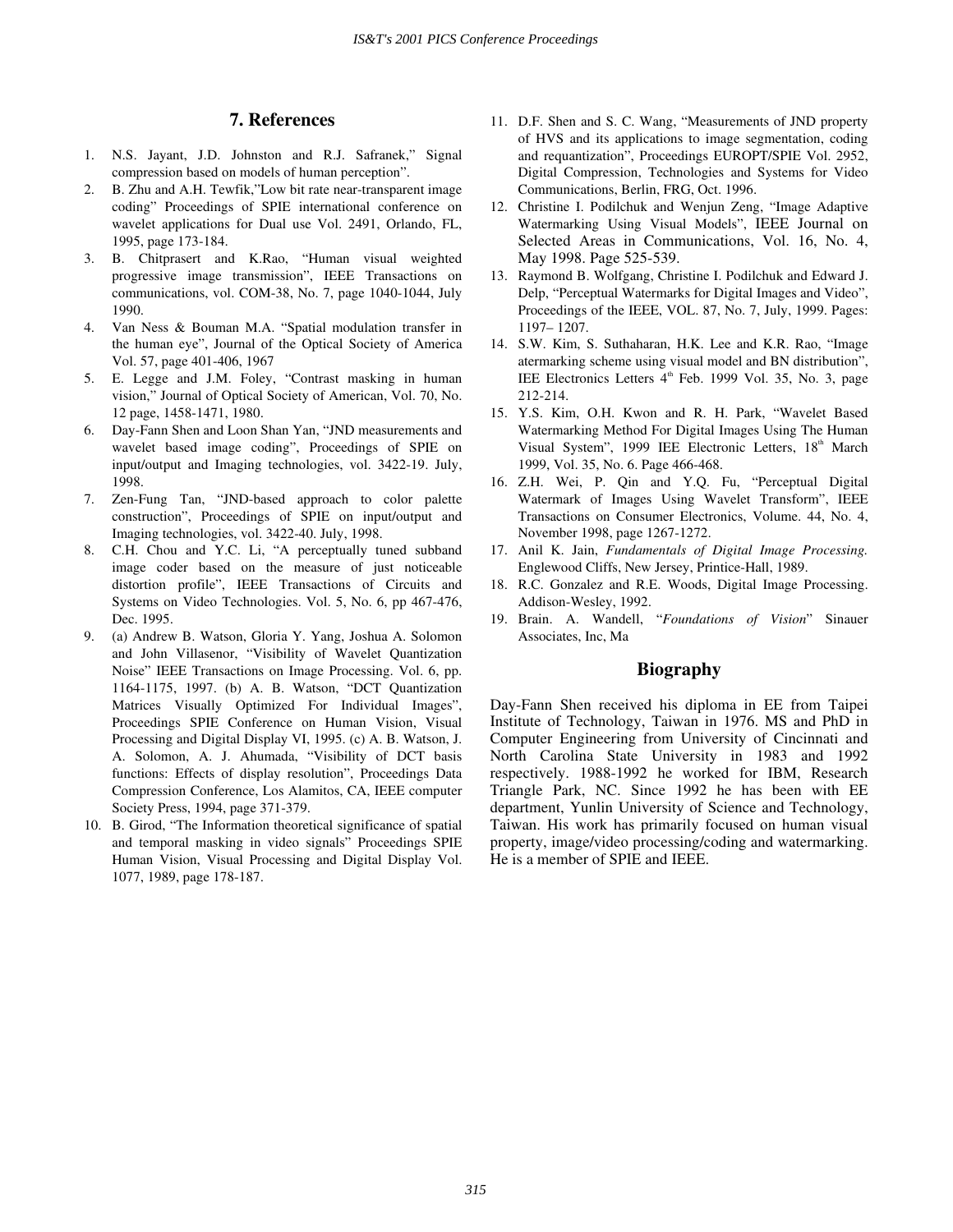## 7. References

1. N.S. Jayant, J.D. Johnston and R.J. Safranek," Signal compression based on models of human perception".
2. B. Zhu and A.H. Tewfik,"Low bit rate near-transparent image coding" Proceedings of SPIE international conference on wavelet applications for Dual use Vol. 2491, Orlando, FL, 1995, page 173-184.
3. B. Chitprasert and K.Rao, "Human visual weighted progressive image transmission", IEEE Transactions on communications, vol. COM-38, No. 7, page 1040-1044, July 1990.
4. Van Ness & Bouman M.A. "Spatial modulation transfer in the human eye", Journal of the Optical Society of America Vol. 57, page 401-406, 1967
5. E. Legge and J.M. Foley, "Contrast masking in human vision," Journal of Optical Society of American, Vol. 70, No. 12 page, 1458-1471, 1980.
6. Day-Fann Shen and Loon Shan Yan, "JND measurements and wavelet based image coding", Proceedings of SPIE on input/output and Imaging technologies, vol. 3422-19. July, 1998.
7. Zen-Fung Tan, "JND-based approach to color palette construction", Proceedings of SPIE on input/output and Imaging technologies, vol. 3422-40. July, 1998.
8. C.H. Chou and Y.C. Li, "A perceptually tuned subband image coder based on the measure of just noticeable distortion profile", IEEE Transactions of Circuits and Systems on Video Technologies. Vol. 5, No. 6, pp 467-476, Dec. 1995.
9. (a) Andrew B. Watson, Gloria Y. Yang, Joshua A. Solomon and John Villasenor, "Visibility of Wavelet Quantization Noise" IEEE Transactions on Image Processing. Vol. 6, pp. 1164-1175, 1997. (b) A. B. Watson, "DCT Quantization Matrices Visually Optimized For Individual Images", Proceedings SPIE Conference on Human Vision, Visual Processing and Digital Display VI, 1995. (c) A. B. Watson, J. A. Solomon, A. J. Ahumada, "Visibility of DCT basis functions: Effects of display resolution", Proceedings Data Compression Conference, Los Alamitos, CA, IEEE computer Society Press, 1994, page 371-379.
10. B. Girod, "The Information theoretical significance of spatial and temporal masking in video signals" Proceedings SPIE Human Vision, Visual Processing and Digital Display Vol. 1077, 1989, page 178-187.
11. D.F. Shen and S. C. Wang, "Measurements of JND property of HVS and its applications to image segmentation, coding and requantization", Proceedings EUROPT/SPIE Vol. 2952, Digital Compression, Technologies and Systems for Video Communications, Berlin, FRG, Oct. 1996.
12. Christine I. Podilchuk and Wenjun Zeng, "Image Adaptive Watermarking Using Visual Models", IEEE Journal on Selected Areas in Communications, Vol. 16, No. 4, May 1998. Page 525-539.
13. Raymond B. Wolfgang, Christine I. Podilchuk and Edward J. Delp, "Perceptual Watermarks for Digital Images and Video", Proceedings of the IEEE, VOL. 87, No. 7, July, 1999. Pages: 1197– 1207.
14. S.W. Kim, S. Suthaharan, H.K. Lee and K.R. Rao, "Image atermarking scheme using visual model and BN distribution", IEE Electronics Letters 4th Feb. 1999 Vol. 35, No. 3, page 212-214.
15. Y.S. Kim, O.H. Kwon and R. H. Park, "Wavelet Based Watermarking Method For Digital Images Using The Human Visual System", 1999 IEE Electronic Letters, 18th March 1999, Vol. 35, No. 6. Page 466-468.
16. Z.H. Wei, P. Qin and Y.Q. Fu, "Perceptual Digital Watermark of Images Using Wavelet Transform", IEEE Transactions on Consumer Electronics, Volume. 44, No. 4, November 1998, page 1267-1272.
17. Anil K. Jain, *Fundamentals of Digital Image Processing.* Englewood Cliffs, New Jersey, Printice-Hall, 1989.
18. R.C. Gonzalez and R.E. Woods, Digital Image Processing. Addison-Wesley, 1992.
19. Brain. A. Wandell, "*Foundations of Vision*" Sinauer Associates, Inc, Ma

## Biography

Day-Fann Shen received his diploma in EE from Taipei Institute of Technology, Taiwan in 1976. MS and PhD in Computer Engineering from University of Cincinnati and North Carolina State University in 1983 and 1992 respectively. 1988-1992 he worked for IBM, Research Triangle Park, NC. Since 1992 he has been with EE department, Yunlin University of Science and Technology, Taiwan. His work has primarily focused on human visual property, image/video processing/coding and watermarking. He is a member of SPIE and IEEE.